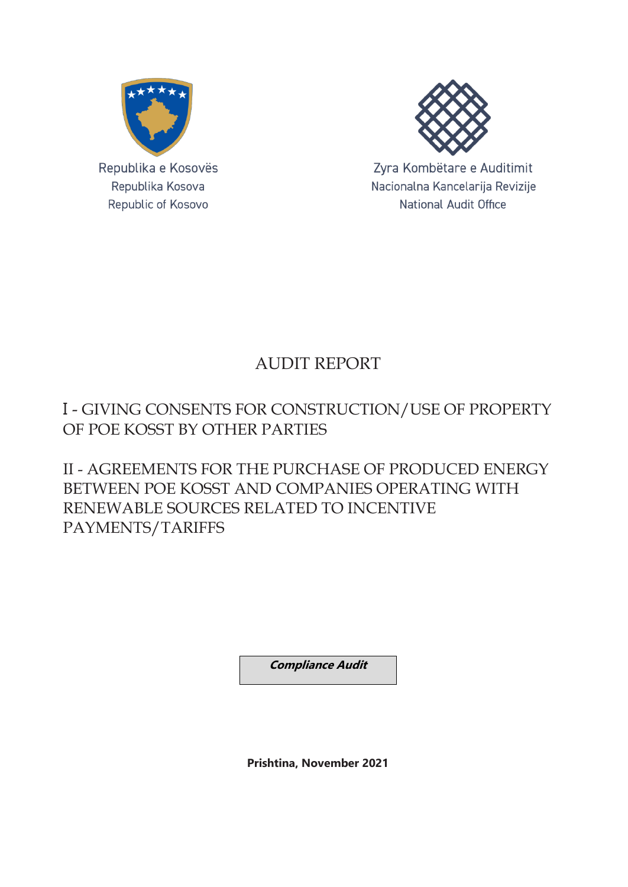Republika e Kosovës
Republika Kosova
Republic of Kosovo

Zyra Kombëtare e Auditimit
Nacionalna Kancelarija Revizije
National Audit Office

# AUDIT REPORT

## I - GIVING CONSENTS FOR CONSTRUCTION/USE OF PROPERTY OF POE KOSST BY OTHER PARTIES

## II - AGREEMENTS FOR THE PURCHASE OF PRODUCED ENERGY BETWEEN POE KOSST AND COMPANIES OPERATING WITH RENEWABLE SOURCES RELATED TO INCENTIVE PAYMENTS/TARIFFS

***Compliance Audit***

**Prishtina, November 2021**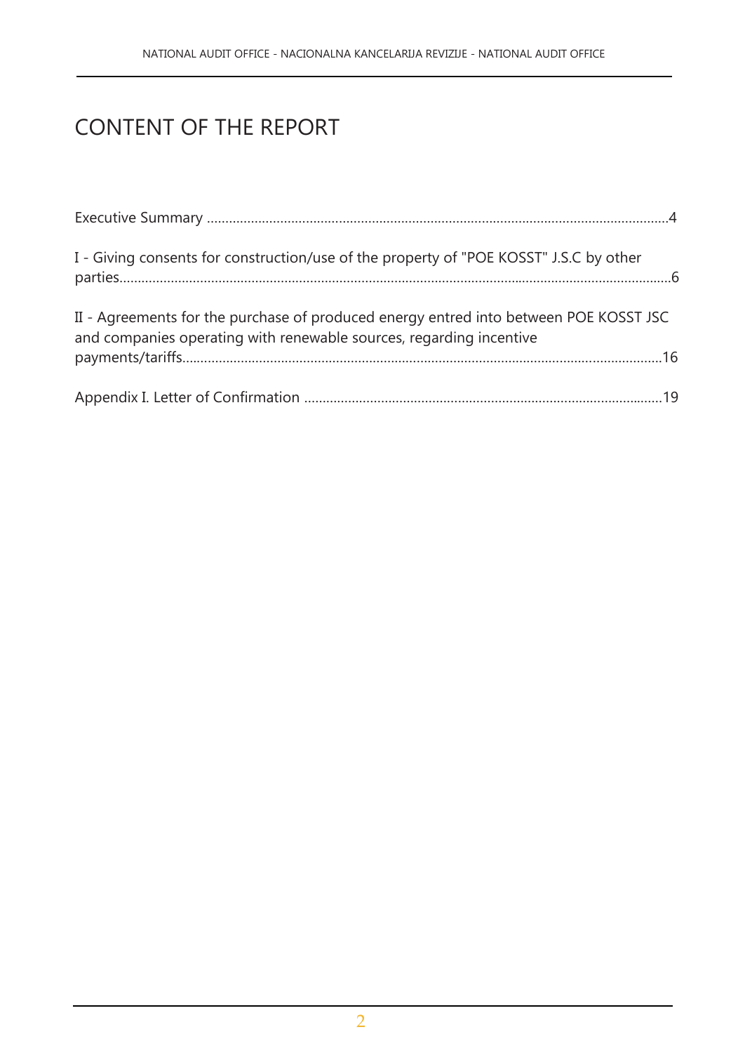# CONTENT OF THE REPORT

Executive Summary ....................................................................................................................................4

I - Giving consents for construction/use of the property of "POE KOSST" J.S.C by other parties.........................................................................................................................................................6

II - Agreements for the purchase of produced energy entred into between POE KOSST JSC and companies operating with renewable sources, regarding incentive payments/tariffs.......................................................................................................................................16

Appendix I. Letter of Confirmation ..........................................................................................................19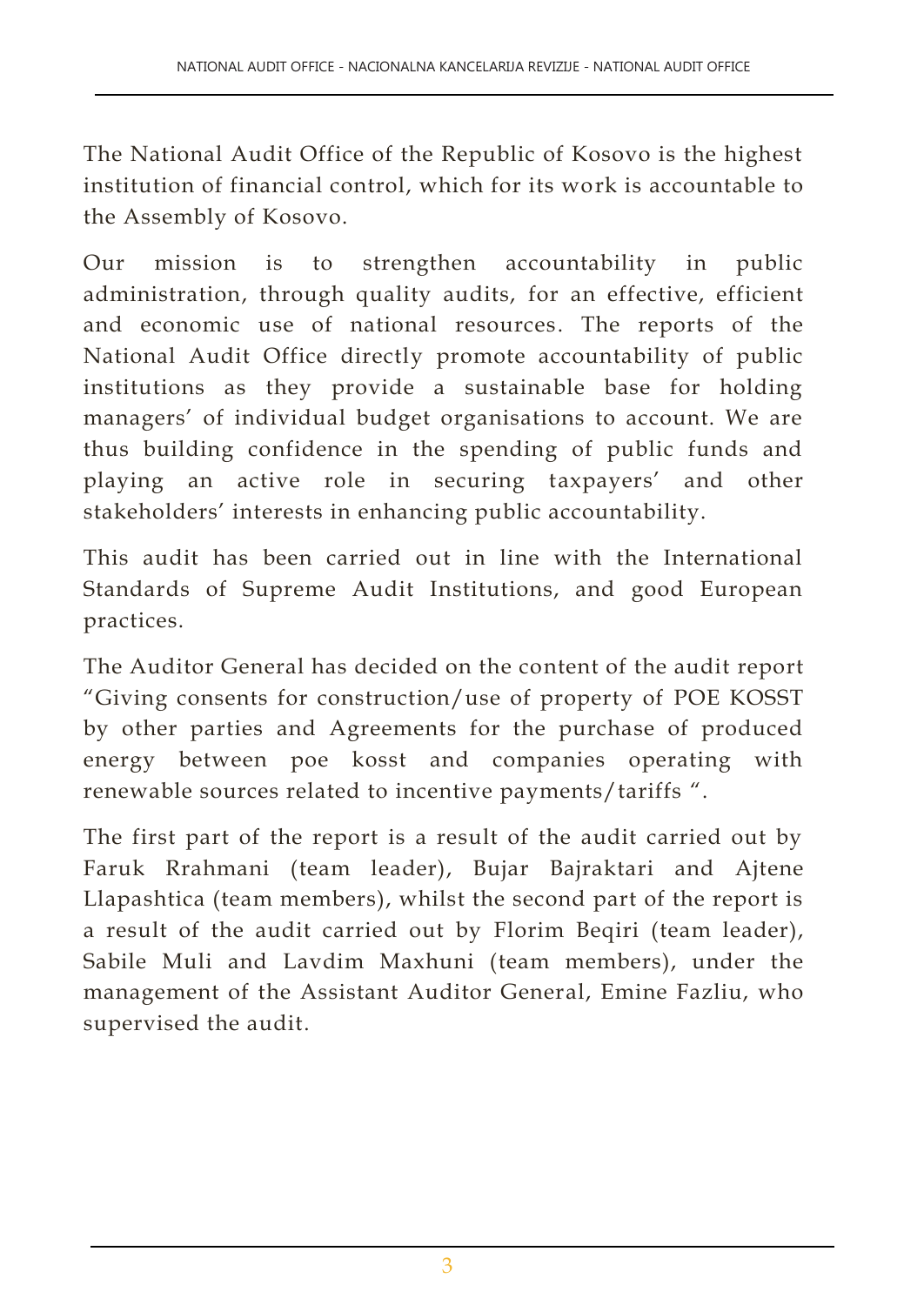The National Audit Office of the Republic of Kosovo is the highest institution of financial control, which for its work is accountable to the Assembly of Kosovo.

Our mission is to strengthen accountability in public administration, through quality audits, for an effective, efficient and economic use of national resources. The reports of the National Audit Office directly promote accountability of public institutions as they provide a sustainable base for holding managers' of individual budget organisations to account. We are thus building confidence in the spending of public funds and playing an active role in securing taxpayers' and other stakeholders' interests in enhancing public accountability.

This audit has been carried out in line with the International Standards of Supreme Audit Institutions, and good European practices.

The Auditor General has decided on the content of the audit report "Giving consents for construction/use of property of POE KOSST by other parties and Agreements for the purchase of produced energy between poe kosst and companies operating with renewable sources related to incentive payments/tariffs ".

The first part of the report is a result of the audit carried out by Faruk Rrahmani (team leader), Bujar Bajraktari and Ajtene Llapashtica (team members), whilst the second part of the report is a result of the audit carried out by Florim Beqiri (team leader), Sabile Muli and Lavdim Maxhuni (team members), under the management of the Assistant Auditor General, Emine Fazliu, who supervised the audit.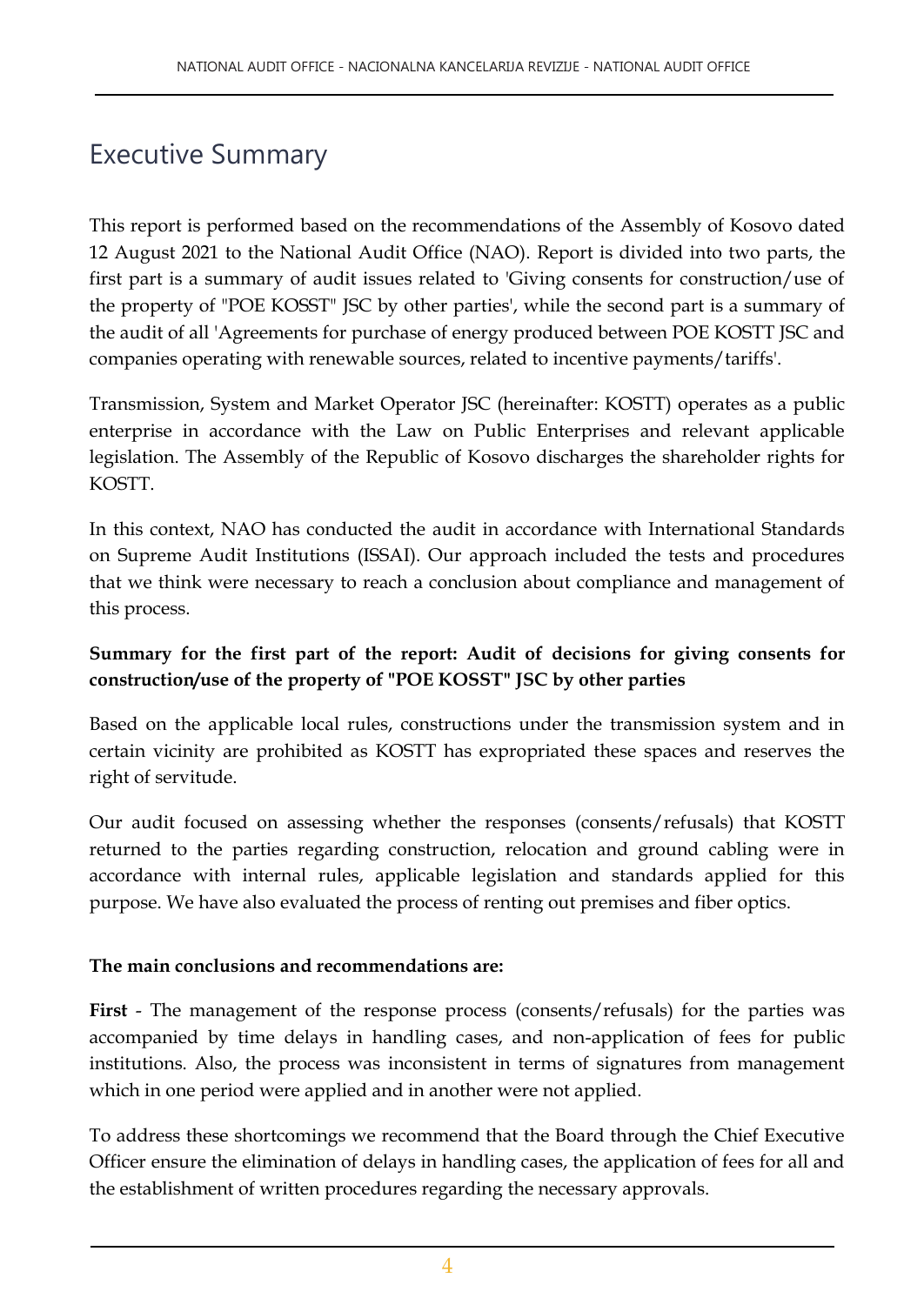## Executive Summary

This report is performed based on the recommendations of the Assembly of Kosovo dated 12 August 2021 to the National Audit Office (NAO). Report is divided into two parts, the first part is a summary of audit issues related to 'Giving consents for construction/use of the property of "POE KOSST" JSC by other parties', while the second part is a summary of the audit of all 'Agreements for purchase of energy produced between POE KOSTT JSC and companies operating with renewable sources, related to incentive payments/tariffs'.

Transmission, System and Market Operator JSC (hereinafter: KOSTT) operates as a public enterprise in accordance with the Law on Public Enterprises and relevant applicable legislation. The Assembly of the Republic of Kosovo discharges the shareholder rights for KOSTT.

In this context, NAO has conducted the audit in accordance with International Standards on Supreme Audit Institutions (ISSAI). Our approach included the tests and procedures that we think were necessary to reach a conclusion about compliance and management of this process.

**Summary for the first part of the report: Audit of decisions for giving consents for construction/use of the property of "POE KOSST" JSC by other parties**

Based on the applicable local rules, constructions under the transmission system and in certain vicinity are prohibited as KOSTT has expropriated these spaces and reserves the right of servitude.

Our audit focused on assessing whether the responses (consents/refusals) that KOSTT returned to the parties regarding construction, relocation and ground cabling were in accordance with internal rules, applicable legislation and standards applied for this purpose. We have also evaluated the process of renting out premises and fiber optics.

**The main conclusions and recommendations are:**

**First** - The management of the response process (consents/refusals) for the parties was accompanied by time delays in handling cases, and non-application of fees for public institutions. Also, the process was inconsistent in terms of signatures from management which in one period were applied and in another were not applied.

To address these shortcomings we recommend that the Board through the Chief Executive Officer ensure the elimination of delays in handling cases, the application of fees for all and the establishment of written procedures regarding the necessary approvals.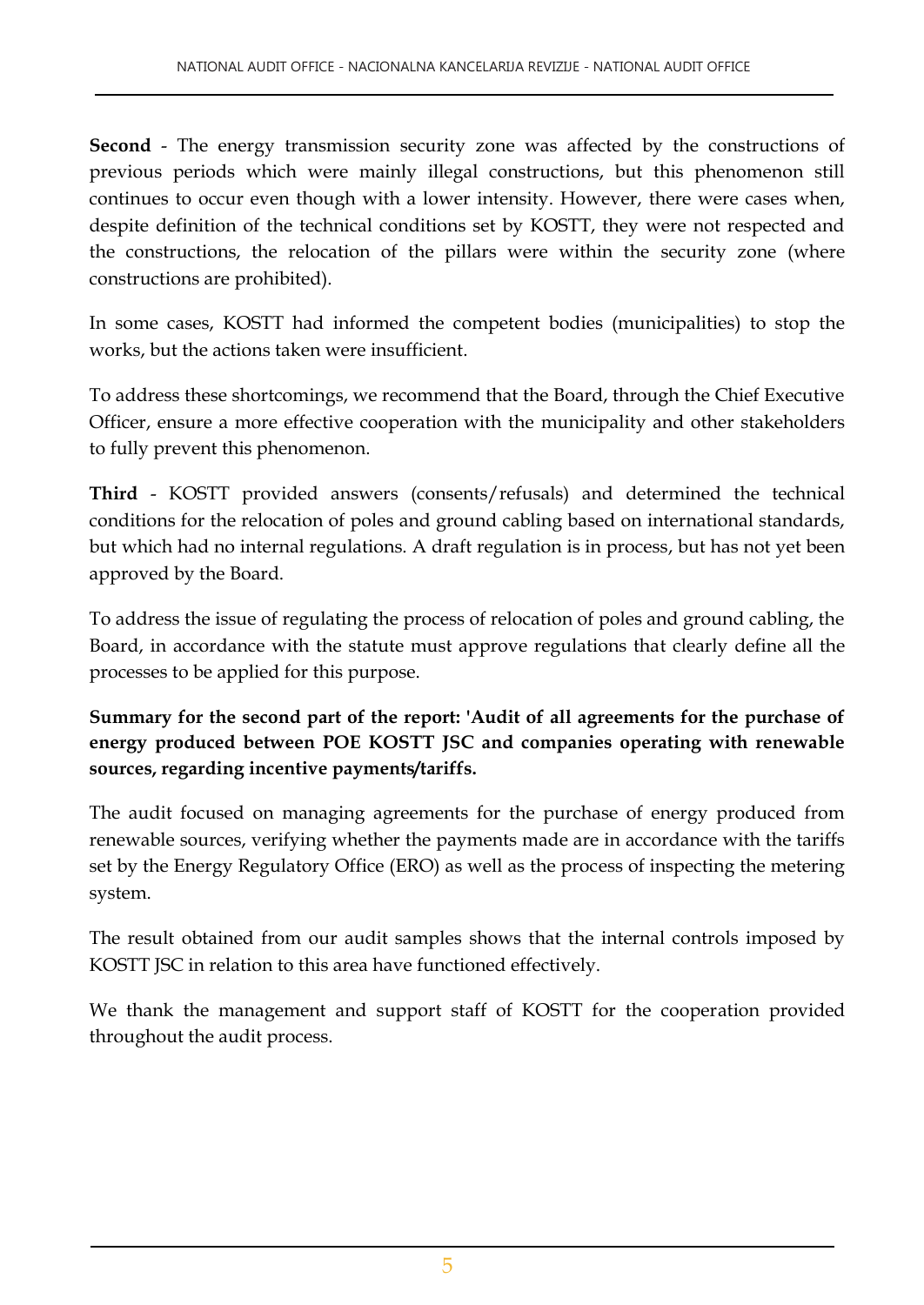**Second** - The energy transmission security zone was affected by the constructions of previous periods which were mainly illegal constructions, but this phenomenon still continues to occur even though with a lower intensity. However, there were cases when, despite definition of the technical conditions set by KOSTT, they were not respected and the constructions, the relocation of the pillars were within the security zone (where constructions are prohibited).

In some cases, KOSTT had informed the competent bodies (municipalities) to stop the works, but the actions taken were insufficient.

To address these shortcomings, we recommend that the Board, through the Chief Executive Officer, ensure a more effective cooperation with the municipality and other stakeholders to fully prevent this phenomenon.

**Third** - KOSTT provided answers (consents/refusals) and determined the technical conditions for the relocation of poles and ground cabling based on international standards, but which had no internal regulations. A draft regulation is in process, but has not yet been approved by the Board.

To address the issue of regulating the process of relocation of poles and ground cabling, the Board, in accordance with the statute must approve regulations that clearly define all the processes to be applied for this purpose.

**Summary for the second part of the report: 'Audit of all agreements for the purchase of energy produced between POE KOSTT JSC and companies operating with renewable sources, regarding incentive payments/tariffs.**

The audit focused on managing agreements for the purchase of energy produced from renewable sources, verifying whether the payments made are in accordance with the tariffs set by the Energy Regulatory Office (ERO) as well as the process of inspecting the metering system.

The result obtained from our audit samples shows that the internal controls imposed by KOSTT JSC in relation to this area have functioned effectively.

We thank the management and support staff of KOSTT for the cooperation provided throughout the audit process.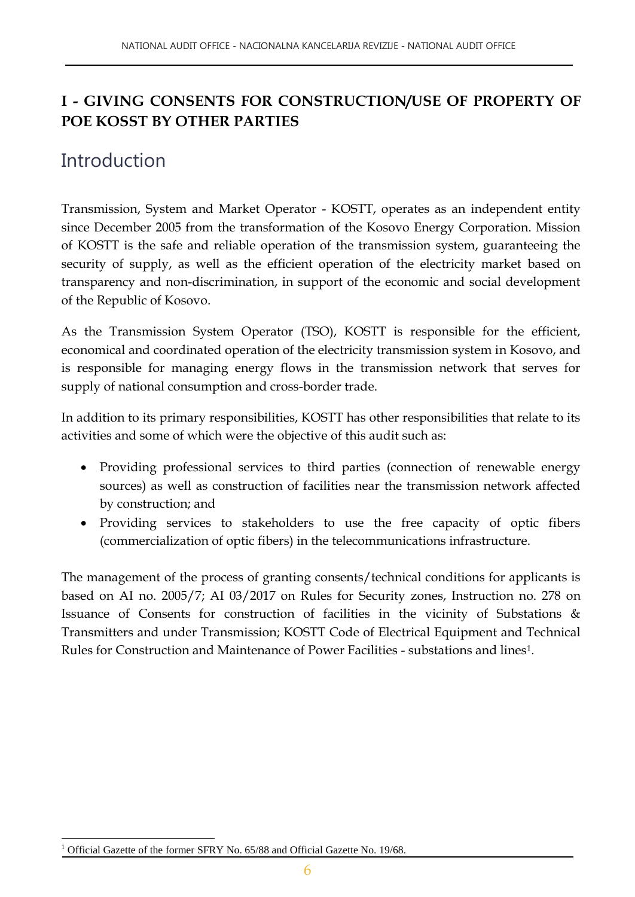# I - GIVING CONSENTS FOR CONSTRUCTION/USE OF PROPERTY OF POE KOSST BY OTHER PARTIES

## Introduction

Transmission, System and Market Operator - KOSTT, operates as an independent entity since December 2005 from the transformation of the Kosovo Energy Corporation. Mission of KOSTT is the safe and reliable operation of the transmission system, guaranteeing the security of supply, as well as the efficient operation of the electricity market based on transparency and non-discrimination, in support of the economic and social development of the Republic of Kosovo.

As the Transmission System Operator (TSO), KOSTT is responsible for the efficient, economical and coordinated operation of the electricity transmission system in Kosovo, and is responsible for managing energy flows in the transmission network that serves for supply of national consumption and cross-border trade.

In addition to its primary responsibilities, KOSTT has other responsibilities that relate to its activities and some of which were the objective of this audit such as:

- Providing professional services to third parties (connection of renewable energy sources) as well as construction of facilities near the transmission network affected by construction; and
- Providing services to stakeholders to use the free capacity of optic fibers (commercialization of optic fibers) in the telecommunications infrastructure.

The management of the process of granting consents/technical conditions for applicants is based on AI no. 2005/7; AI 03/2017 on Rules for Security zones, Instruction no. 278 on Issuance of Consents for construction of facilities in the vicinity of Substations & Transmitters and under Transmission; KOSTT Code of Electrical Equipment and Technical Rules for Construction and Maintenance of Power Facilities - substations and lines[1].

[1] Official Gazette of the former SFRY No. 65/88 and Official Gazette No. 19/68.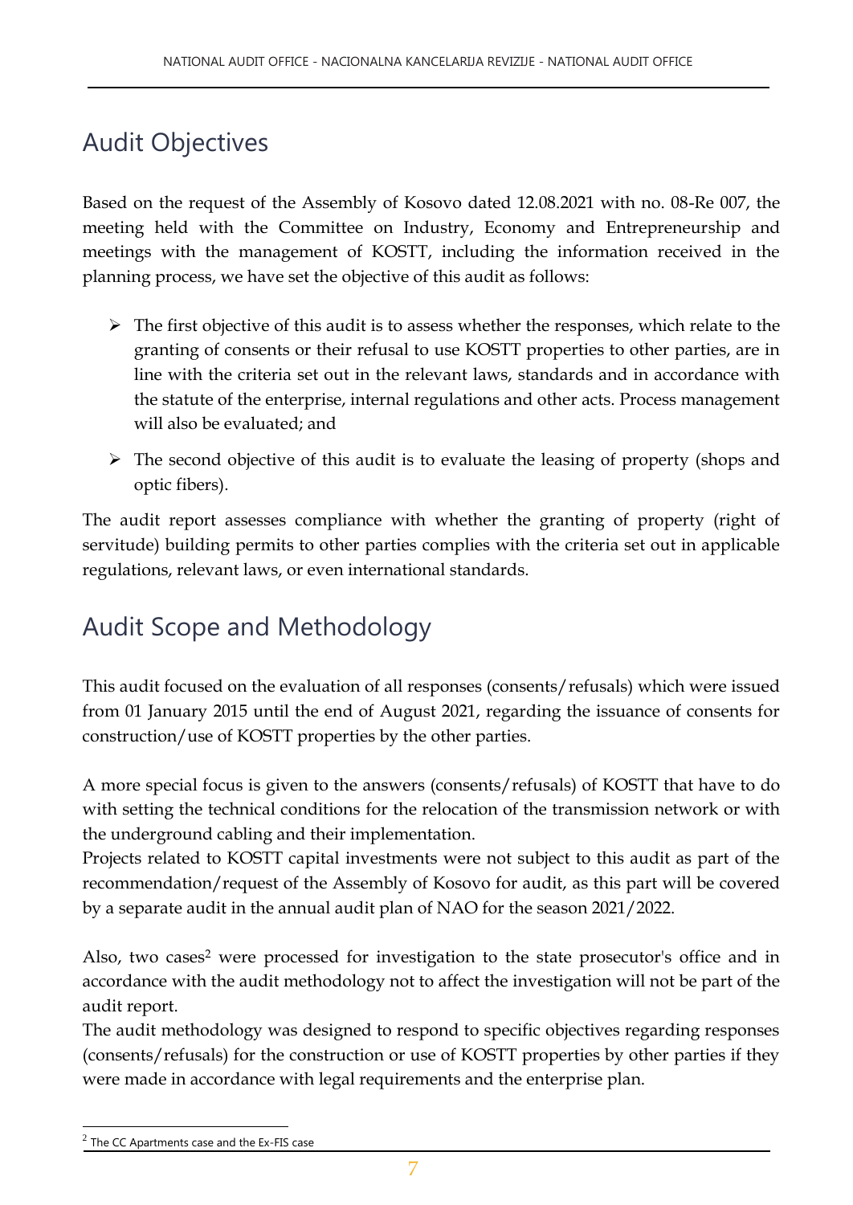## Audit Objectives

Based on the request of the Assembly of Kosovo dated 12.08.2021 with no. 08-Re 007, the meeting held with the Committee on Industry, Economy and Entrepreneurship and meetings with the management of KOSTT, including the information received in the planning process, we have set the objective of this audit as follows:

- The first objective of this audit is to assess whether the responses, which relate to the granting of consents or their refusal to use KOSTT properties to other parties, are in line with the criteria set out in the relevant laws, standards and in accordance with the statute of the enterprise, internal regulations and other acts. Process management will also be evaluated; and
- The second objective of this audit is to evaluate the leasing of property (shops and optic fibers).

The audit report assesses compliance with whether the granting of property (right of servitude) building permits to other parties complies with the criteria set out in applicable regulations, relevant laws, or even international standards.

## Audit Scope and Methodology

This audit focused on the evaluation of all responses (consents/refusals) which were issued from 01 January 2015 until the end of August 2021, regarding the issuance of consents for construction/use of KOSTT properties by the other parties.

A more special focus is given to the answers (consents/refusals) of KOSTT that have to do with setting the technical conditions for the relocation of the transmission network or with the underground cabling and their implementation.
Projects related to KOSTT capital investments were not subject to this audit as part of the recommendation/request of the Assembly of Kosovo for audit, as this part will be covered by a separate audit in the annual audit plan of NAO for the season 2021/2022.

Also, two cases[2] were processed for investigation to the state prosecutor's office and in accordance with the audit methodology not to affect the investigation will not be part of the audit report.
The audit methodology was designed to respond to specific objectives regarding responses (consents/refusals) for the construction or use of KOSTT properties by other parties if they were made in accordance with legal requirements and the enterprise plan.

[2] The CC Apartments case and the Ex-FIS case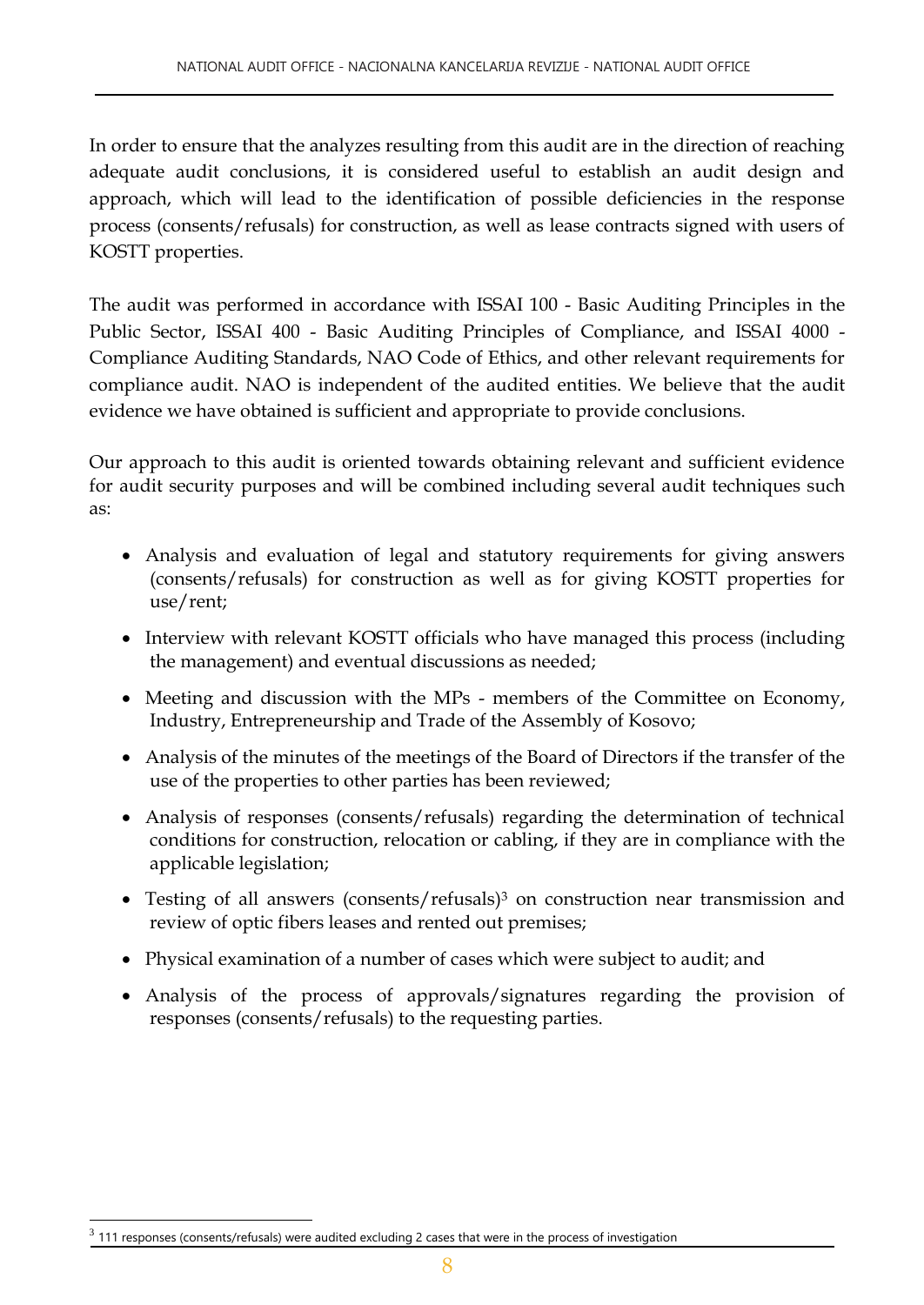In order to ensure that the analyzes resulting from this audit are in the direction of reaching adequate audit conclusions, it is considered useful to establish an audit design and approach, which will lead to the identification of possible deficiencies in the response process (consents/refusals) for construction, as well as lease contracts signed with users of KOSTT properties.

The audit was performed in accordance with ISSAI 100 - Basic Auditing Principles in the Public Sector, ISSAI 400 - Basic Auditing Principles of Compliance, and ISSAI 4000 - Compliance Auditing Standards, NAO Code of Ethics, and other relevant requirements for compliance audit. NAO is independent of the audited entities. We believe that the audit evidence we have obtained is sufficient and appropriate to provide conclusions.

Our approach to this audit is oriented towards obtaining relevant and sufficient evidence for audit security purposes and will be combined including several audit techniques such as:

- Analysis and evaluation of legal and statutory requirements for giving answers (consents/refusals) for construction as well as for giving KOSTT properties for use/rent;
- Interview with relevant KOSTT officials who have managed this process (including the management) and eventual discussions as needed;
- Meeting and discussion with the MPs - members of the Committee on Economy, Industry, Entrepreneurship and Trade of the Assembly of Kosovo;
- Analysis of the minutes of the meetings of the Board of Directors if the transfer of the use of the properties to other parties has been reviewed;
- Analysis of responses (consents/refusals) regarding the determination of technical conditions for construction, relocation or cabling, if they are in compliance with the applicable legislation;
- Testing of all answers (consents/refusals)[3] on construction near transmission and review of optic fibers leases and rented out premises;
- Physical examination of a number of cases which were subject to audit; and
- Analysis of the process of approvals/signatures regarding the provision of responses (consents/refusals) to the requesting parties.

[3] 111 responses (consents/refusals) were audited excluding 2 cases that were in the process of investigation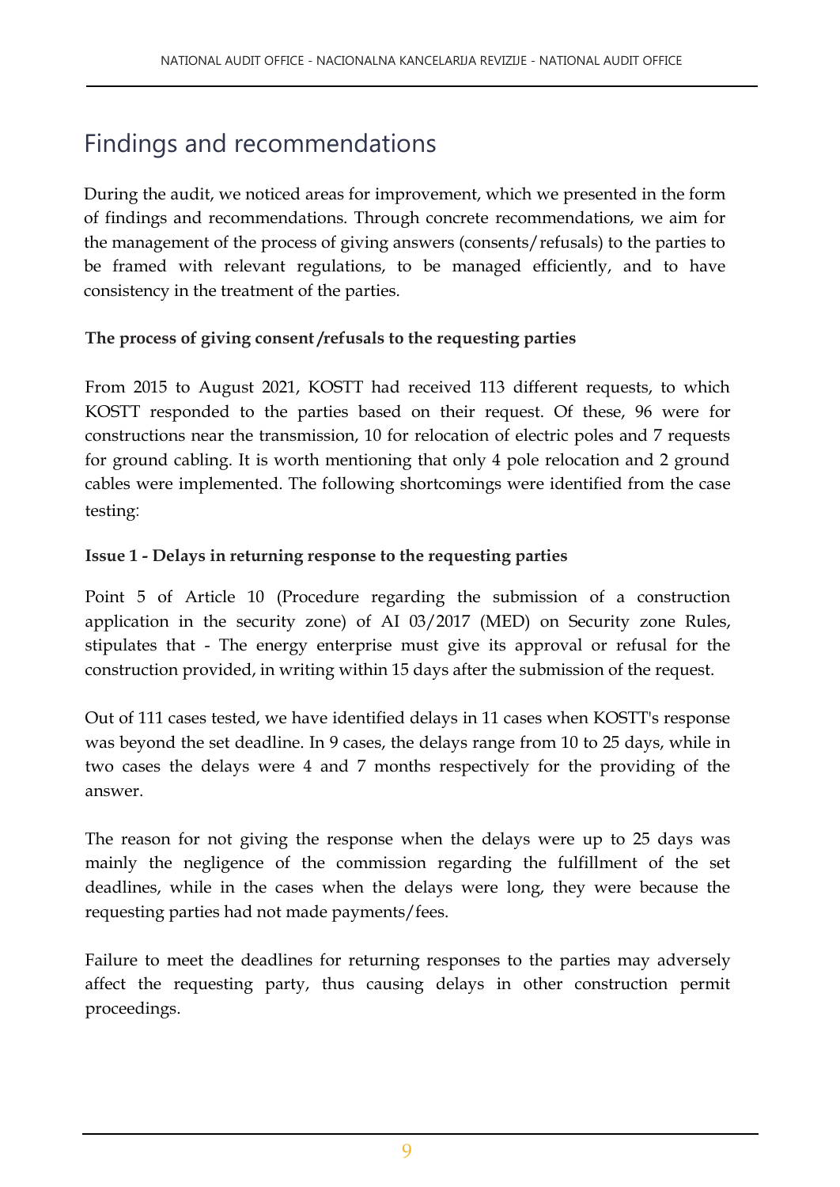# Findings and recommendations

During the audit, we noticed areas for improvement, which we presented in the form of findings and recommendations. Through concrete recommendations, we aim for the management of the process of giving answers (consents/refusals) to the parties to be framed with relevant regulations, to be managed efficiently, and to have consistency in the treatment of the parties.

**The process of giving consent /refusals to the requesting parties**

From 2015 to August 2021, KOSTT had received 113 different requests, to which KOSTT responded to the parties based on their request. Of these, 96 were for constructions near the transmission, 10 for relocation of electric poles and 7 requests for ground cabling. It is worth mentioning that only 4 pole relocation and 2 ground cables were implemented. The following shortcomings were identified from the case testing:

**Issue 1 - Delays in returning response to the requesting parties**

Point 5 of Article 10 (Procedure regarding the submission of a construction application in the security zone) of AI 03/2017 (MED) on Security zone Rules, stipulates that - The energy enterprise must give its approval or refusal for the construction provided, in writing within 15 days after the submission of the request.

Out of 111 cases tested, we have identified delays in 11 cases when KOSTT's response was beyond the set deadline. In 9 cases, the delays range from 10 to 25 days, while in two cases the delays were 4 and 7 months respectively for the providing of the answer.

The reason for not giving the response when the delays were up to 25 days was mainly the negligence of the commission regarding the fulfillment of the set deadlines, while in the cases when the delays were long, they were because the requesting parties had not made payments/fees.

Failure to meet the deadlines for returning responses to the parties may adversely affect the requesting party, thus causing delays in other construction permit proceedings.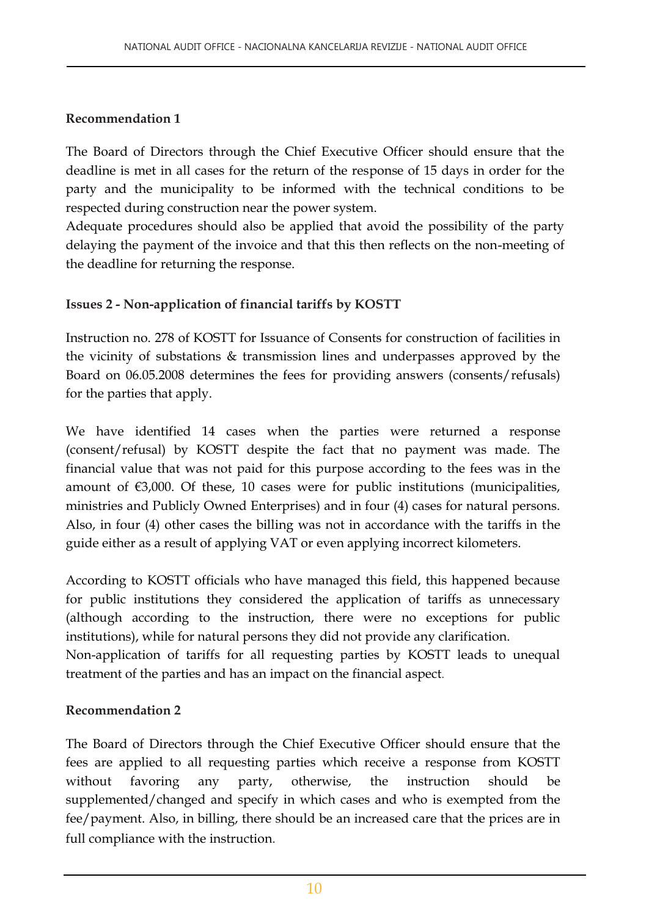**Recommendation 1**

The Board of Directors through the Chief Executive Officer should ensure that the deadline is met in all cases for the return of the response of 15 days in order for the party and the municipality to be informed with the technical conditions to be respected during construction near the power system.
Adequate procedures should also be applied that avoid the possibility of the party delaying the payment of the invoice and that this then reflects on the non-meeting of the deadline for returning the response.

**Issues 2 - Non-application of financial tariffs by KOSTT**

Instruction no. 278 of KOSTT for Issuance of Consents for construction of facilities in the vicinity of substations & transmission lines and underpasses approved by the Board on 06.05.2008 determines the fees for providing answers (consents/refusals) for the parties that apply.

We have identified 14 cases when the parties were returned a response (consent/refusal) by KOSTT despite the fact that no payment was made. The financial value that was not paid for this purpose according to the fees was in the amount of €3,000. Of these, 10 cases were for public institutions (municipalities, ministries and Publicly Owned Enterprises) and in four (4) cases for natural persons. Also, in four (4) other cases the billing was not in accordance with the tariffs in the guide either as a result of applying VAT or even applying incorrect kilometers.

According to KOSTT officials who have managed this field, this happened because for public institutions they considered the application of tariffs as unnecessary (although according to the instruction, there were no exceptions for public institutions), while for natural persons they did not provide any clarification.
Non-application of tariffs for all requesting parties by KOSTT leads to unequal treatment of the parties and has an impact on the financial aspect.

**Recommendation 2**

The Board of Directors through the Chief Executive Officer should ensure that the fees are applied to all requesting parties which receive a response from KOSTT without favoring any party, otherwise, the instruction should be supplemented/changed and specify in which cases and who is exempted from the fee/payment. Also, in billing, there should be an increased care that the prices are in full compliance with the instruction.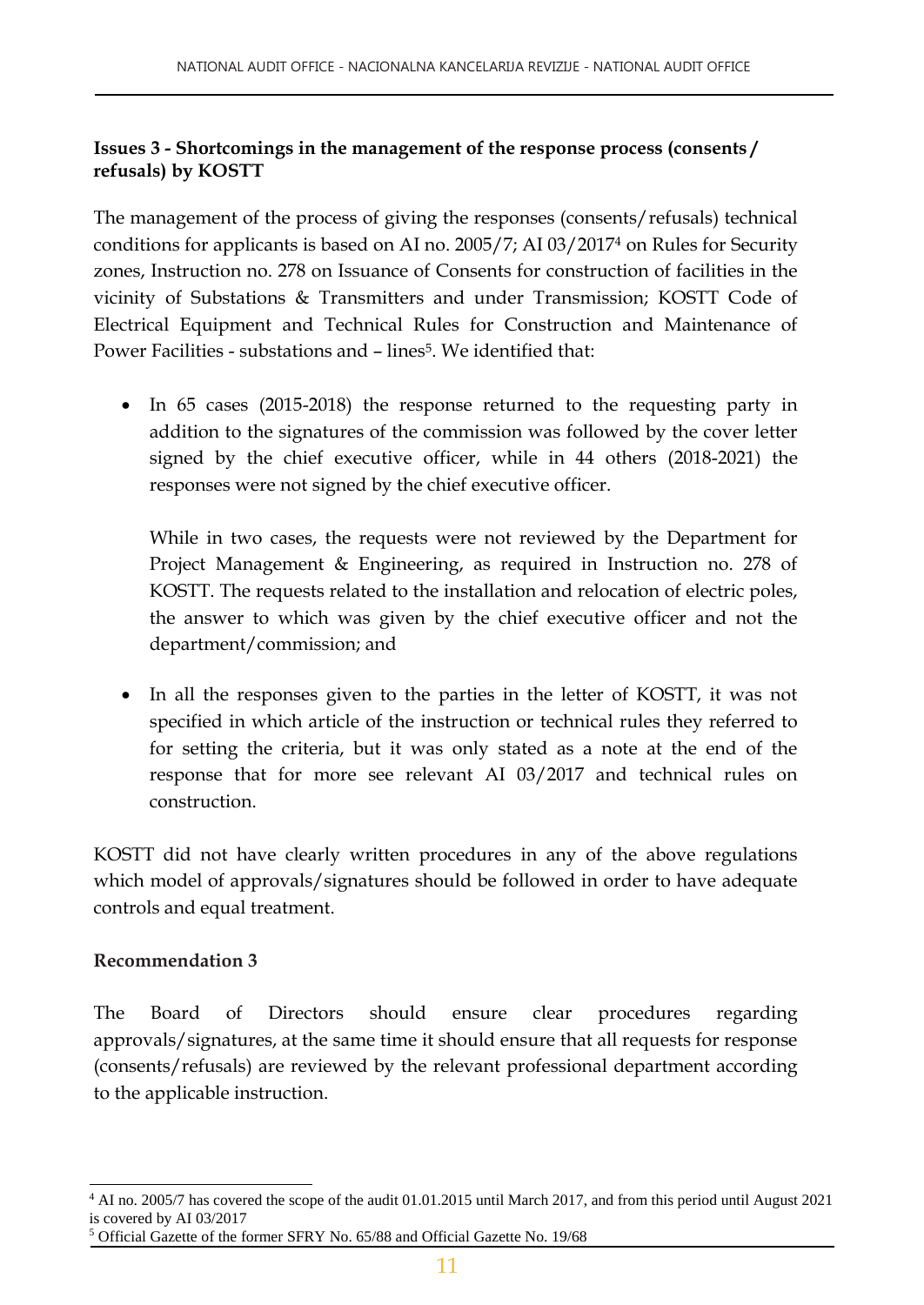**Issues 3 - Shortcomings in the management of the response process (consents / refusals) by KOSTT**

The management of the process of giving the responses (consents/refusals) technical conditions for applicants is based on AI no. 2005/7; AI 03/2017[4] on Rules for Security zones, Instruction no. 278 on Issuance of Consents for construction of facilities in the vicinity of Substations & Transmitters and under Transmission; KOSTT Code of Electrical Equipment and Technical Rules for Construction and Maintenance of Power Facilities - substations and – lines[5]. We identified that:

- In 65 cases (2015-2018) the response returned to the requesting party in addition to the signatures of the commission was followed by the cover letter signed by the chief executive officer, while in 44 others (2018-2021) the responses were not signed by the chief executive officer.

  While in two cases, the requests were not reviewed by the Department for Project Management & Engineering, as required in Instruction no. 278 of KOSTT. The requests related to the installation and relocation of electric poles, the answer to which was given by the chief executive officer and not the department/commission; and

- In all the responses given to the parties in the letter of KOSTT, it was not specified in which article of the instruction or technical rules they referred to for setting the criteria, but it was only stated as a note at the end of the response that for more see relevant AI 03/2017 and technical rules on construction.

KOSTT did not have clearly written procedures in any of the above regulations which model of approvals/signatures should be followed in order to have adequate controls and equal treatment.

**Recommendation 3**

The Board of Directors should ensure clear procedures regarding approvals/signatures, at the same time it should ensure that all requests for response (consents/refusals) are reviewed by the relevant professional department according to the applicable instruction.

---

[4] AI no. 2005/7 has covered the scope of the audit 01.01.2015 until March 2017, and from this period until August 2021 is covered by AI 03/2017

[5] Official Gazette of the former SFRY No. 65/88 and Official Gazette No. 19/68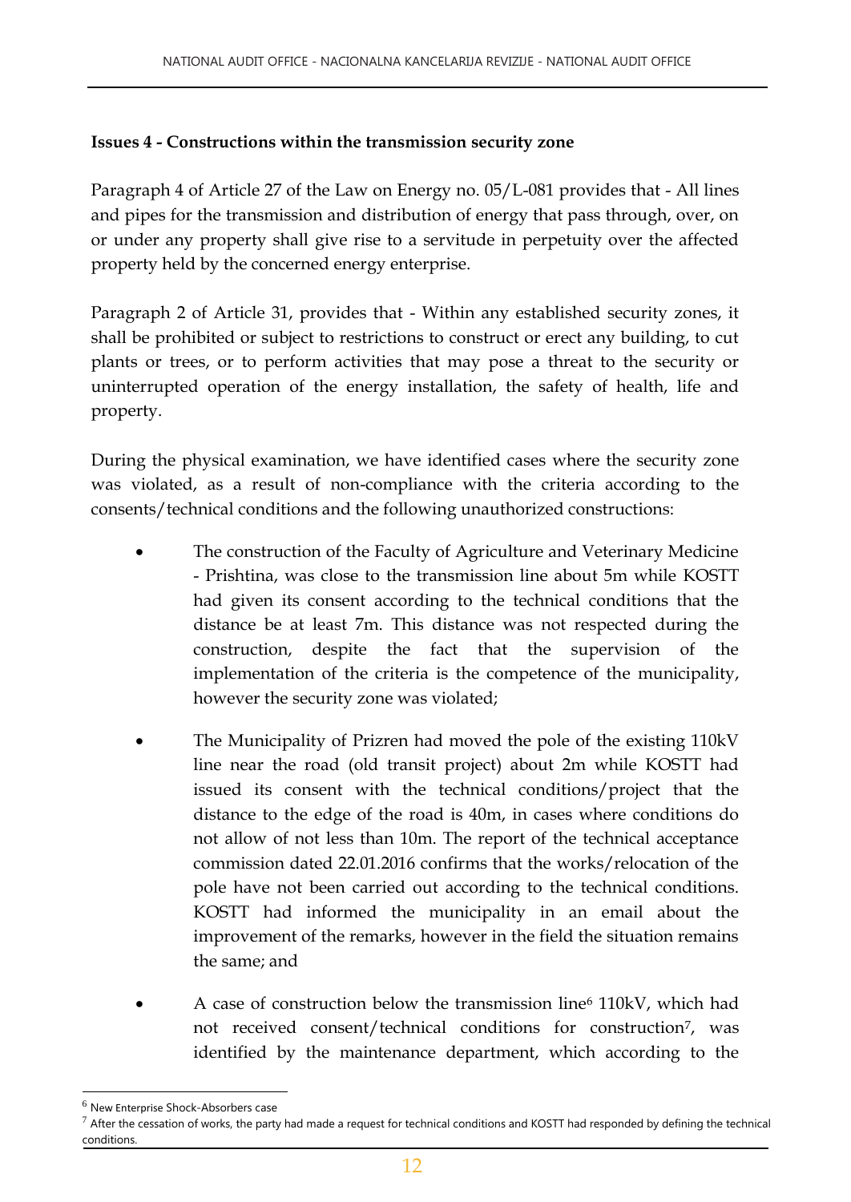**Issues 4 - Constructions within the transmission security zone**

Paragraph 4 of Article 27 of the Law on Energy no. 05/L-081 provides that - All lines and pipes for the transmission and distribution of energy that pass through, over, on or under any property shall give rise to a servitude in perpetuity over the affected property held by the concerned energy enterprise.

Paragraph 2 of Article 31, provides that - Within any established security zones, it shall be prohibited or subject to restrictions to construct or erect any building, to cut plants or trees, or to perform activities that may pose a threat to the security or uninterrupted operation of the energy installation, the safety of health, life and property.

During the physical examination, we have identified cases where the security zone was violated, as a result of non-compliance with the criteria according to the consents/technical conditions and the following unauthorized constructions:

- The construction of the Faculty of Agriculture and Veterinary Medicine - Prishtina, was close to the transmission line about 5m while KOSTT had given its consent according to the technical conditions that the distance be at least 7m. This distance was not respected during the construction, despite the fact that the supervision of the implementation of the criteria is the competence of the municipality, however the security zone was violated;
- The Municipality of Prizren had moved the pole of the existing 110kV line near the road (old transit project) about 2m while KOSTT had issued its consent with the technical conditions/project that the distance to the edge of the road is 40m, in cases where conditions do not allow of not less than 10m. The report of the technical acceptance commission dated 22.01.2016 confirms that the works/relocation of the pole have not been carried out according to the technical conditions. KOSTT had informed the municipality in an email about the improvement of the remarks, however in the field the situation remains the same; and
- A case of construction below the transmission line[6] 110kV, which had not received consent/technical conditions for construction[7], was identified by the maintenance department, which according to the

[6] New Enterprise Shock-Absorbers case

[7] After the cessation of works, the party had made a request for technical conditions and KOSTT had responded by defining the technical conditions.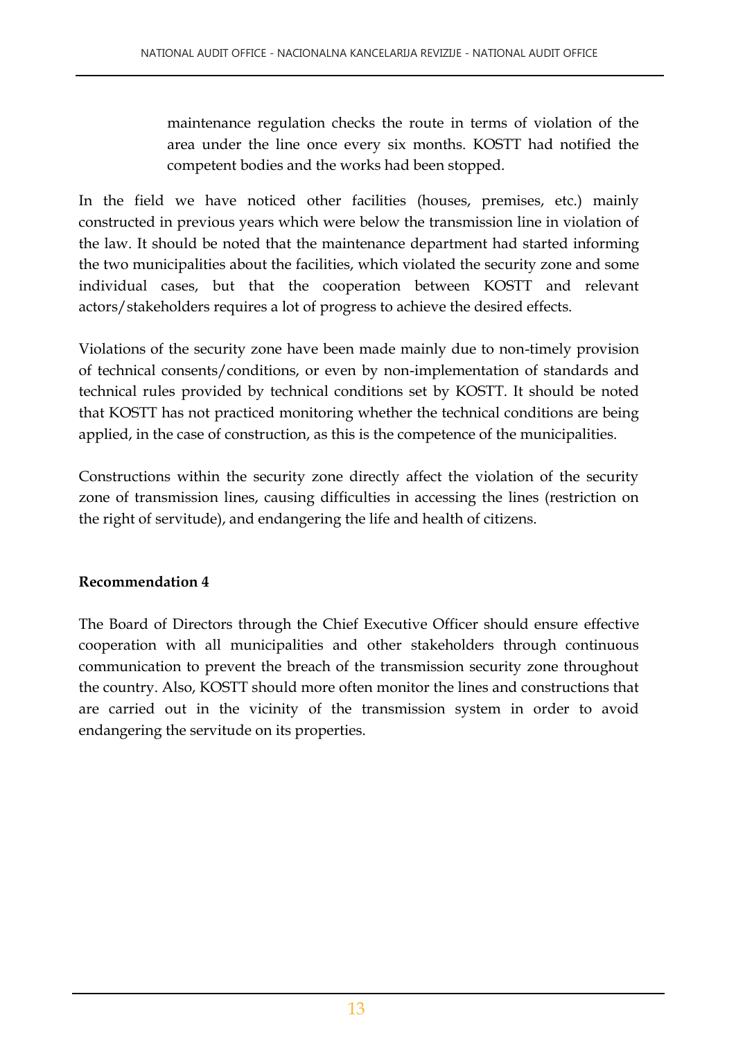maintenance regulation checks the route in terms of violation of the area under the line once every six months. KOSTT had notified the competent bodies and the works had been stopped.

In the field we have noticed other facilities (houses, premises, etc.) mainly constructed in previous years which were below the transmission line in violation of the law. It should be noted that the maintenance department had started informing the two municipalities about the facilities, which violated the security zone and some individual cases, but that the cooperation between KOSTT and relevant actors/stakeholders requires a lot of progress to achieve the desired effects.

Violations of the security zone have been made mainly due to non-timely provision of technical consents/conditions, or even by non-implementation of standards and technical rules provided by technical conditions set by KOSTT. It should be noted that KOSTT has not practiced monitoring whether the technical conditions are being applied, in the case of construction, as this is the competence of the municipalities.

Constructions within the security zone directly affect the violation of the security zone of transmission lines, causing difficulties in accessing the lines (restriction on the right of servitude), and endangering the life and health of citizens.

**Recommendation 4**

The Board of Directors through the Chief Executive Officer should ensure effective cooperation with all municipalities and other stakeholders through continuous communication to prevent the breach of the transmission security zone throughout the country. Also, KOSTT should more often monitor the lines and constructions that are carried out in the vicinity of the transmission system in order to avoid endangering the servitude on its properties.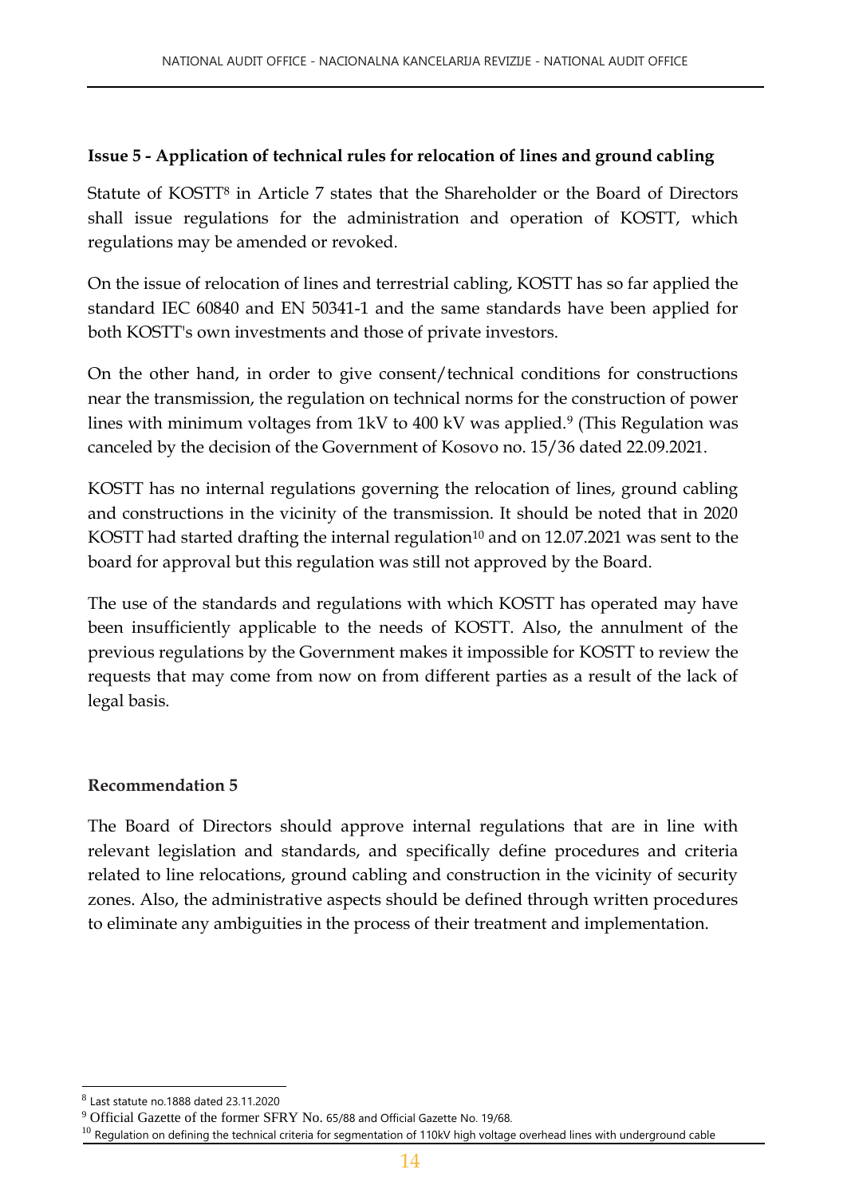**Issue 5 - Application of technical rules for relocation of lines and ground cabling**

Statute of KOSTT[8] in Article 7 states that the Shareholder or the Board of Directors shall issue regulations for the administration and operation of KOSTT, which regulations may be amended or revoked.

On the issue of relocation of lines and terrestrial cabling, KOSTT has so far applied the standard IEC 60840 and EN 50341-1 and the same standards have been applied for both KOSTT's own investments and those of private investors.

On the other hand, in order to give consent/technical conditions for constructions near the transmission, the regulation on technical norms for the construction of power lines with minimum voltages from 1kV to 400 kV was applied.[9] (This Regulation was canceled by the decision of the Government of Kosovo no. 15/36 dated 22.09.2021.

KOSTT has no internal regulations governing the relocation of lines, ground cabling and constructions in the vicinity of the transmission. It should be noted that in 2020 KOSTT had started drafting the internal regulation[10] and on 12.07.2021 was sent to the board for approval but this regulation was still not approved by the Board.

The use of the standards and regulations with which KOSTT has operated may have been insufficiently applicable to the needs of KOSTT. Also, the annulment of the previous regulations by the Government makes it impossible for KOSTT to review the requests that may come from now on from different parties as a result of the lack of legal basis.

**Recommendation 5**

The Board of Directors should approve internal regulations that are in line with relevant legislation and standards, and specifically define procedures and criteria related to line relocations, ground cabling and construction in the vicinity of security zones. Also, the administrative aspects should be defined through written procedures to eliminate any ambiguities in the process of their treatment and implementation.

---

[8] Last statute no.1888 dated 23.11.2020

[9] Official Gazette of the former SFRY No. 65/88 and Official Gazette No. 19/68.

[10] Regulation on defining the technical criteria for segmentation of 110kV high voltage overhead lines with underground cable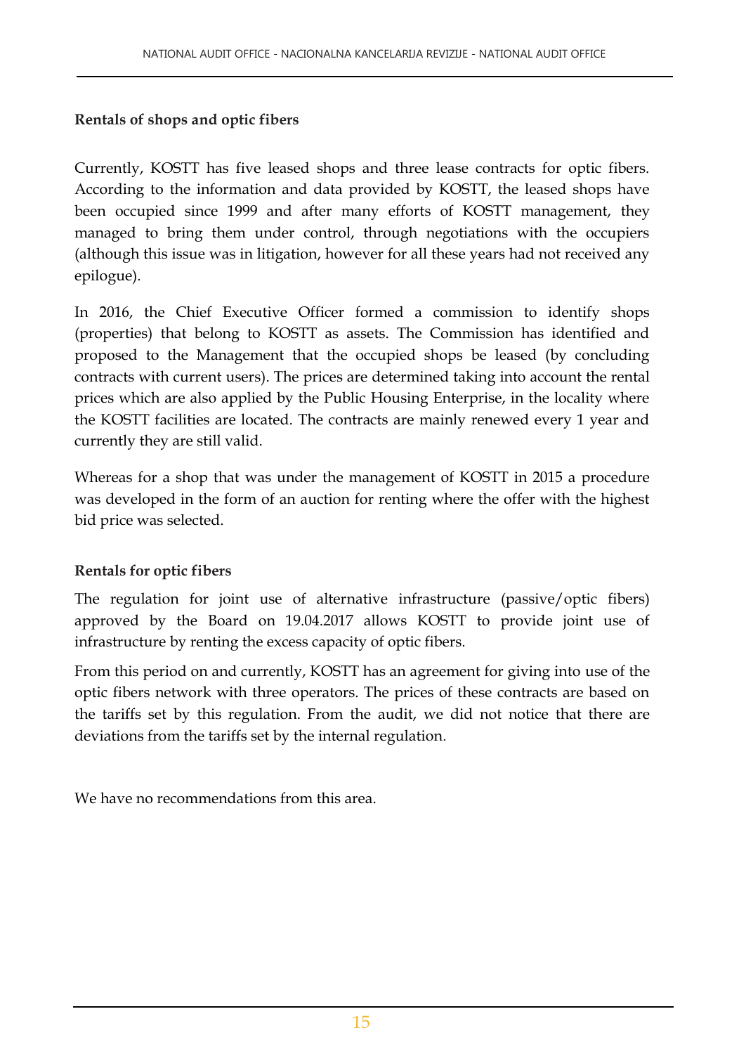**Rentals of shops and optic fibers**

Currently, KOSTT has five leased shops and three lease contracts for optic fibers. According to the information and data provided by KOSTT, the leased shops have been occupied since 1999 and after many efforts of KOSTT management, they managed to bring them under control, through negotiations with the occupiers (although this issue was in litigation, however for all these years had not received any epilogue).

In 2016, the Chief Executive Officer formed a commission to identify shops (properties) that belong to KOSTT as assets. The Commission has identified and proposed to the Management that the occupied shops be leased (by concluding contracts with current users). The prices are determined taking into account the rental prices which are also applied by the Public Housing Enterprise, in the locality where the KOSTT facilities are located. The contracts are mainly renewed every 1 year and currently they are still valid.

Whereas for a shop that was under the management of KOSTT in 2015 a procedure was developed in the form of an auction for renting where the offer with the highest bid price was selected.

**Rentals for optic fibers**

The regulation for joint use of alternative infrastructure (passive/optic fibers) approved by the Board on 19.04.2017 allows KOSTT to provide joint use of infrastructure by renting the excess capacity of optic fibers.

From this period on and currently, KOSTT has an agreement for giving into use of the optic fibers network with three operators. The prices of these contracts are based on the tariffs set by this regulation. From the audit, we did not notice that there are deviations from the tariffs set by the internal regulation.

We have no recommendations from this area.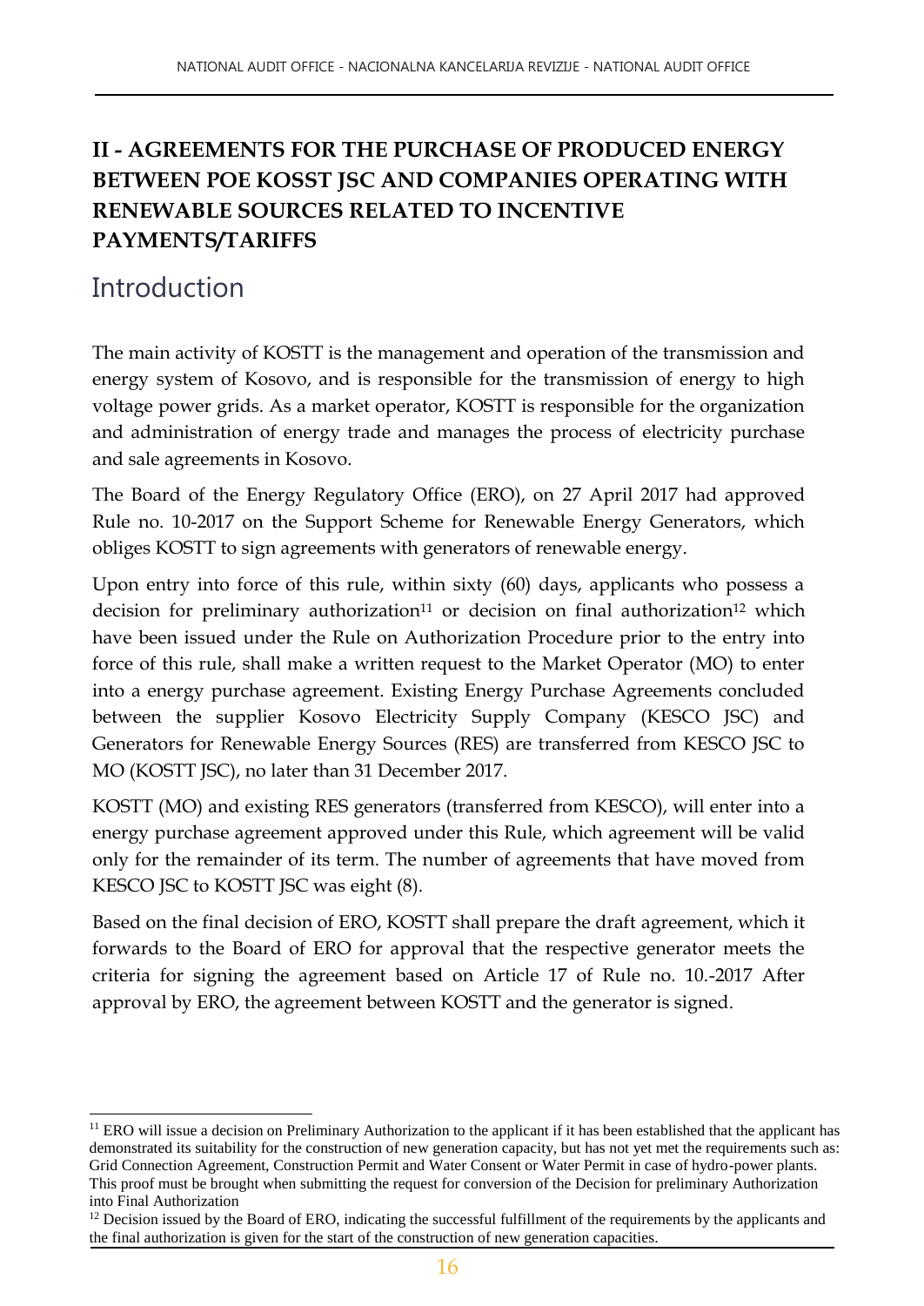## II - AGREEMENTS FOR THE PURCHASE OF PRODUCED ENERGY BETWEEN POE KOSST JSC AND COMPANIES OPERATING WITH RENEWABLE SOURCES RELATED TO INCENTIVE PAYMENTS/TARIFFS

### Introduction

The main activity of KOSTT is the management and operation of the transmission and energy system of Kosovo, and is responsible for the transmission of energy to high voltage power grids. As a market operator, KOSTT is responsible for the organization and administration of energy trade and manages the process of electricity purchase and sale agreements in Kosovo.

The Board of the Energy Regulatory Office (ERO), on 27 April 2017 had approved Rule no. 10-2017 on the Support Scheme for Renewable Energy Generators, which obliges KOSTT to sign agreements with generators of renewable energy.

Upon entry into force of this rule, within sixty (60) days, applicants who possess a decision for preliminary authorization[11] or decision on final authorization[12] which have been issued under the Rule on Authorization Procedure prior to the entry into force of this rule, shall make a written request to the Market Operator (MO) to enter into a energy purchase agreement. Existing Energy Purchase Agreements concluded between the supplier Kosovo Electricity Supply Company (KESCO JSC) and Generators for Renewable Energy Sources (RES) are transferred from KESCO JSC to MO (KOSTT JSC), no later than 31 December 2017.

KOSTT (MO) and existing RES generators (transferred from KESCO), will enter into a energy purchase agreement approved under this Rule, which agreement will be valid only for the remainder of its term. The number of agreements that have moved from KESCO JSC to KOSTT JSC was eight (8).

Based on the final decision of ERO, KOSTT shall prepare the draft agreement, which it forwards to the Board of ERO for approval that the respective generator meets the criteria for signing the agreement based on Article 17 of Rule no. 10.-2017 After approval by ERO, the agreement between KOSTT and the generator is signed.

---

[11] ERO will issue a decision on Preliminary Authorization to the applicant if it has been established that the applicant has demonstrated its suitability for the construction of new generation capacity, but has not yet met the requirements such as: Grid Connection Agreement, Construction Permit and Water Consent or Water Permit in case of hydro-power plants. This proof must be brought when submitting the request for conversion of the Decision for preliminary Authorization into Final Authorization

[12] Decision issued by the Board of ERO, indicating the successful fulfillment of the requirements by the applicants and the final authorization is given for the start of the construction of new generation capacities.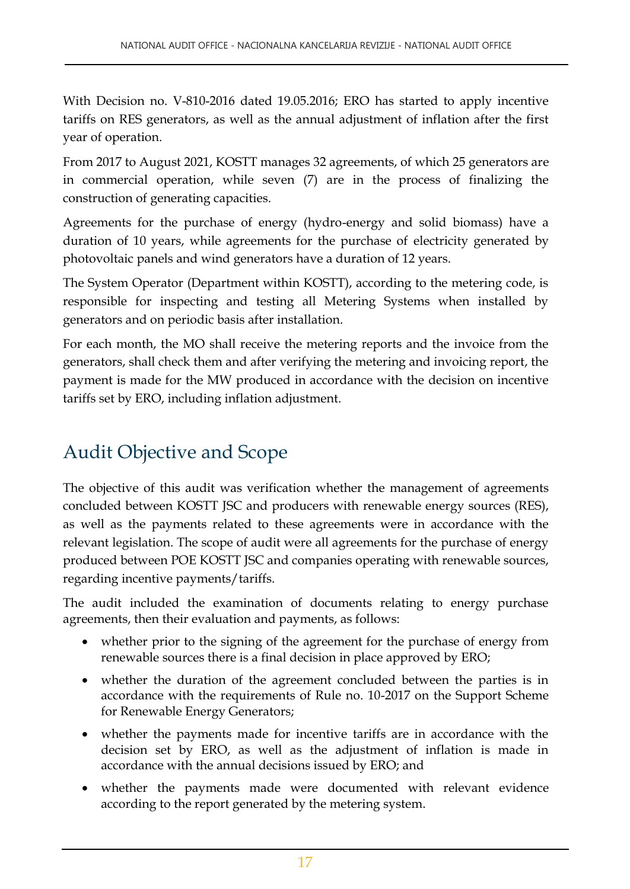With Decision no. V-810-2016 dated 19.05.2016; ERO has started to apply incentive tariffs on RES generators, as well as the annual adjustment of inflation after the first year of operation.

From 2017 to August 2021, KOSTT manages 32 agreements, of which 25 generators are in commercial operation, while seven (7) are in the process of finalizing the construction of generating capacities.

Agreements for the purchase of energy (hydro-energy and solid biomass) have a duration of 10 years, while agreements for the purchase of electricity generated by photovoltaic panels and wind generators have a duration of 12 years.

The System Operator (Department within KOSTT), according to the metering code, is responsible for inspecting and testing all Metering Systems when installed by generators and on periodic basis after installation.

For each month, the MO shall receive the metering reports and the invoice from the generators, shall check them and after verifying the metering and invoicing report, the payment is made for the MW produced in accordance with the decision on incentive tariffs set by ERO, including inflation adjustment.

## Audit Objective and Scope

The objective of this audit was verification whether the management of agreements concluded between KOSTT JSC and producers with renewable energy sources (RES), as well as the payments related to these agreements were in accordance with the relevant legislation. The scope of audit were all agreements for the purchase of energy produced between POE KOSTT JSC and companies operating with renewable sources, regarding incentive payments/tariffs.

The audit included the examination of documents relating to energy purchase agreements, then their evaluation and payments, as follows:

- whether prior to the signing of the agreement for the purchase of energy from renewable sources there is a final decision in place approved by ERO;
- whether the duration of the agreement concluded between the parties is in accordance with the requirements of Rule no. 10-2017 on the Support Scheme for Renewable Energy Generators;
- whether the payments made for incentive tariffs are in accordance with the decision set by ERO, as well as the adjustment of inflation is made in accordance with the annual decisions issued by ERO; and
- whether the payments made were documented with relevant evidence according to the report generated by the metering system.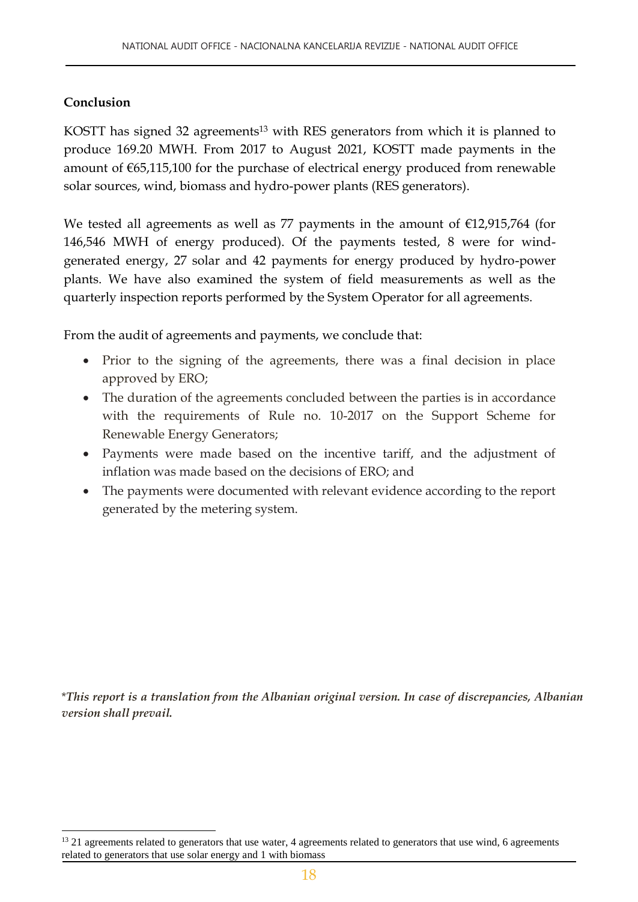**Conclusion**

KOSTT has signed 32 agreements[13] with RES generators from which it is planned to produce 169.20 MWH. From 2017 to August 2021, KOSTT made payments in the amount of €65,115,100 for the purchase of electrical energy produced from renewable solar sources, wind, biomass and hydro-power plants (RES generators).

We tested all agreements as well as 77 payments in the amount of €12,915,764 (for 146,546 MWH of energy produced). Of the payments tested, 8 were for wind-generated energy, 27 solar and 42 payments for energy produced by hydro-power plants. We have also examined the system of field measurements as well as the quarterly inspection reports performed by the System Operator for all agreements.

From the audit of agreements and payments, we conclude that:

- Prior to the signing of the agreements, there was a final decision in place approved by ERO;
- The duration of the agreements concluded between the parties is in accordance with the requirements of Rule no. 10-2017 on the Support Scheme for Renewable Energy Generators;
- Payments were made based on the incentive tariff, and the adjustment of inflation was made based on the decisions of ERO; and
- The payments were documented with relevant evidence according to the report generated by the metering system.

****This report is a translation from the Albanian original version. In case of discrepancies, Albanian version shall prevail.***

[13] 21 agreements related to generators that use water, 4 agreements related to generators that use wind, 6 agreements related to generators that use solar energy and 1 with biomass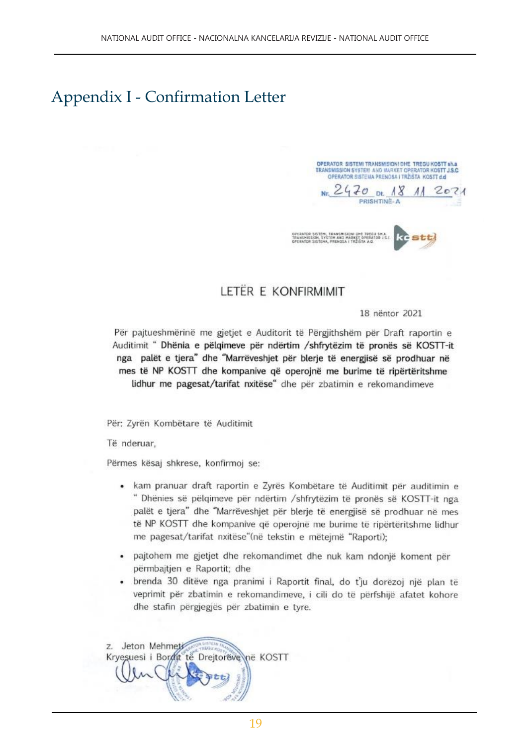## Appendix I - Confirmation Letter

OPERATOR SISTEMI TRANSMISIONI DHE TREGU KOSTT sh.a
TRANSMISSION SYSTEM AND MARKET OPERATOR KOSTT J.S.C
OPERATOR SISTEMA PRENOSA I TRŽIŠTA KOSTT d.d

Nr. 2470 Dt. 18 11 2021
PRISHTINË-A

OPERATOR SISTEMI TRANSMISIONI DHE TREGU SH.A
TRANSMISSION SYSTEM AND MARKET OPERATOR J.S.C
OPERATOR SISTEMA PRENOSA I TRŽIŠTA A.D.

kostt

LETËR E KONFIRMIMIT

18 nëntor 2021

Për pajtueshmërinë me gjetjet e Auditorit të Përgjithshëm për Draft raportin e Auditimit " **Dhënia e pëlqimeve për ndërtim /shfrytëzim të pronës së KOSTT-it nga palët e tjera" dhe "Marrëveshjet për blerje të energjisë së prodhuar në mes të NP KOSTT dhe kompanive që operojnë me burime të ripërtëritshme lidhur me pagesat/tarifat nxitëse"** dhe për zbatimin e rekomandimeve

Për: Zyrën Kombëtare të Auditimit

Të nderuar,

Përmes kësaj shkrese, konfirmoj se:

- kam pranuar draft raportin e Zyrës Kombëtare të Auditimit për auditimin e " Dhënies së pëlqimeve për ndërtim /shfrytëzim të pronës së KOSTT-it nga palët e tjera" dhe "Marrëveshjet për blerje të energjisë së prodhuar në mes të NP KOSTT dhe kompanive që operojnë me burime të ripërtëritshme lidhur me pagesat/tarifat nxitëse"(në tekstin e mëtejmë "Raporti);
- pajtohem me gjetjet dhe rekomandimet dhe nuk kam ndonjë koment për përmbajtjen e Raportit; dhe
- brenda 30 ditëve nga pranimi i Raportit final, do t'ju dorëzoj një plan të veprimit për zbatimin e rekomandimeve, i cili do të përfshijë afatet kohore dhe stafin përgjegjës për zbatimin e tyre.

z. Jeton Mehmeti
Kryesuesi i Bordit të Drejtorëve në KOSTT